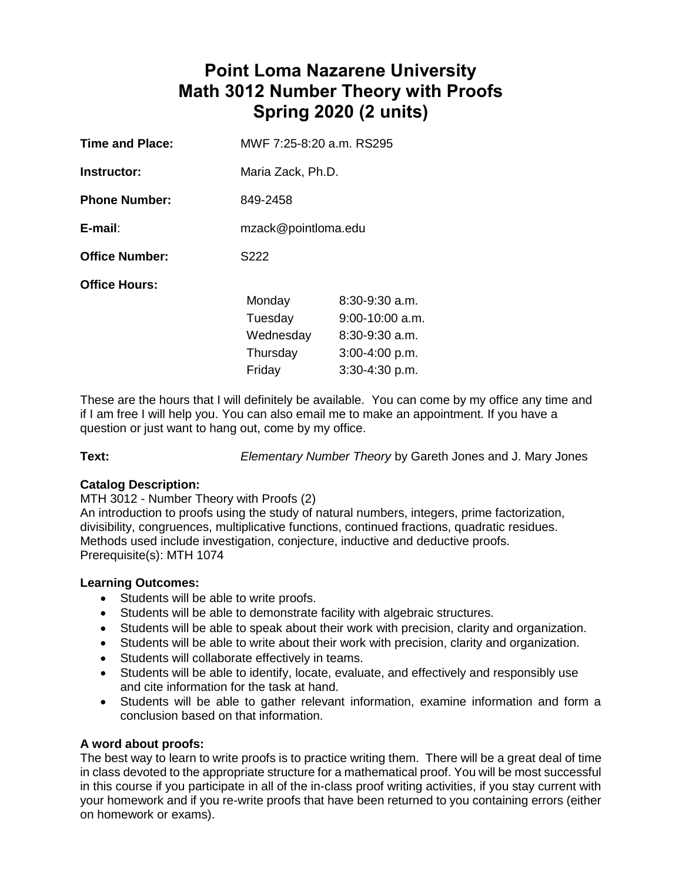# Point Loma Nazarene University
# Math 3012 Number Theory with Proofs
# Spring 2020 (2 units)

**Time and Place:** MWF 7:25-8:20 a.m. RS295

**Instructor:** Maria Zack, Ph.D.

**Phone Number:** 849-2458

**E-mail**: mzack@pointloma.edu

**Office Number:** S222

**Office Hours:**

| | |
|---|---|
| Monday | 8:30-9:30 a.m. |
| Tuesday | 9:00-10:00 a.m. |
| Wednesday | 8:30-9:30 a.m. |
| Thursday | 3:00-4:00 p.m. |
| Friday | 3:30-4:30 p.m. |

These are the hours that I will definitely be available. You can come by my office any time and if I am free I will help you. You can also email me to make an appointment. If you have a question or just want to hang out, come by my office.

**Text:** *Elementary Number Theory* by Gareth Jones and J. Mary Jones

**Catalog Description:**

MTH 3012 - Number Theory with Proofs (2)
An introduction to proofs using the study of natural numbers, integers, prime factorization, divisibility, congruences, multiplicative functions, continued fractions, quadratic residues. Methods used include investigation, conjecture, inductive and deductive proofs.
Prerequisite(s): MTH 1074

**Learning Outcomes:**

- Students will be able to write proofs.
- Students will be able to demonstrate facility with algebraic structures.
- Students will be able to speak about their work with precision, clarity and organization.
- Students will be able to write about their work with precision, clarity and organization.
- Students will collaborate effectively in teams.
- Students will be able to identify, locate, evaluate, and effectively and responsibly use and cite information for the task at hand.
- Students will be able to gather relevant information, examine information and form a conclusion based on that information.

**A word about proofs:**

The best way to learn to write proofs is to practice writing them. There will be a great deal of time in class devoted to the appropriate structure for a mathematical proof. You will be most successful in this course if you participate in all of the in-class proof writing activities, if you stay current with your homework and if you re-write proofs that have been returned to you containing errors (either on homework or exams).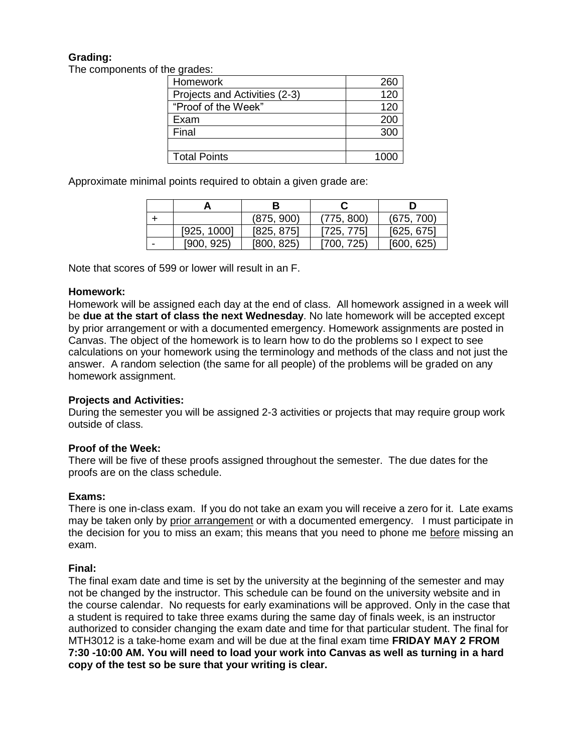**Grading:**

The components of the grades:

| | |
|---|---|
| Homework | 260 |
| Projects and Activities (2-3) | 120 |
| "Proof of the Week" | 120 |
| Exam | 200 |
| Final | 300 |
| | |
| Total Points | 1000 |

Approximate minimal points required to obtain a given grade are:

| | A | B | C | D |
|---|---|---|---|---|
| + | | (875, 900) | (775, 800) | (675, 700) |
| | [925, 1000] | [825, 875] | [725, 775] | [625, 675] |
| - | [900, 925) | [800, 825) | [700, 725) | [600, 625) |

Note that scores of 599 or lower will result in an F.

**Homework:**

Homework will be assigned each day at the end of class. All homework assigned in a week will be **due at the start of class the next Wednesday**. No late homework will be accepted except by prior arrangement or with a documented emergency. Homework assignments are posted in Canvas. The object of the homework is to learn how to do the problems so I expect to see calculations on your homework using the terminology and methods of the class and not just the answer. A random selection (the same for all people) of the problems will be graded on any homework assignment.

**Projects and Activities:**

During the semester you will be assigned 2-3 activities or projects that may require group work outside of class.

**Proof of the Week:**

There will be five of these proofs assigned throughout the semester. The due dates for the proofs are on the class schedule.

**Exams:**

There is one in-class exam. If you do not take an exam you will receive a zero for it. Late exams may be taken only by prior arrangement or with a documented emergency. I must participate in the decision for you to miss an exam; this means that you need to phone me before missing an exam.

**Final:**

The final exam date and time is set by the university at the beginning of the semester and may not be changed by the instructor. This schedule can be found on the university website and in the course calendar. No requests for early examinations will be approved. Only in the case that a student is required to take three exams during the same day of finals week, is an instructor authorized to consider changing the exam date and time for that particular student. The final for MTH3012 is a take-home exam and will be due at the final exam time **FRIDAY MAY 2 FROM 7:30 -10:00 AM. You will need to load your work into Canvas as well as turning in a hard copy of the test so be sure that your writing is clear.**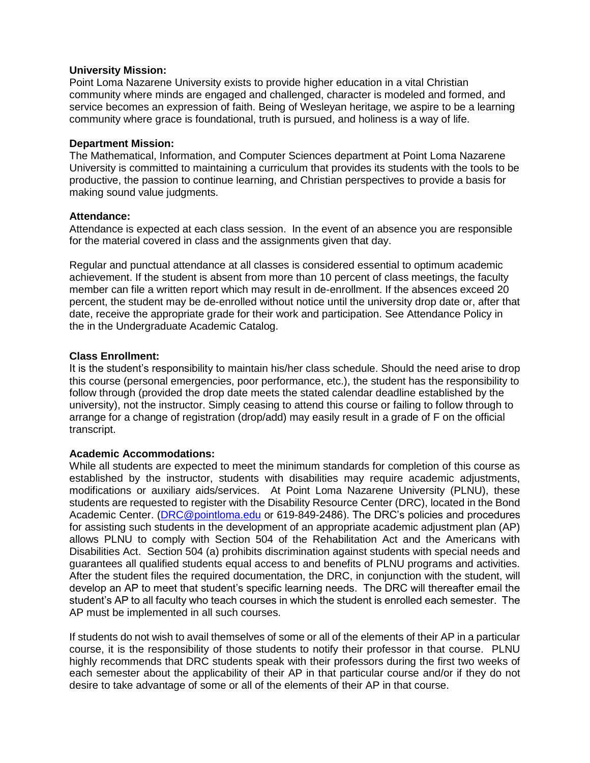**University Mission:**
Point Loma Nazarene University exists to provide higher education in a vital Christian community where minds are engaged and challenged, character is modeled and formed, and service becomes an expression of faith. Being of Wesleyan heritage, we aspire to be a learning community where grace is foundational, truth is pursued, and holiness is a way of life.

**Department Mission:**
The Mathematical, Information, and Computer Sciences department at Point Loma Nazarene University is committed to maintaining a curriculum that provides its students with the tools to be productive, the passion to continue learning, and Christian perspectives to provide a basis for making sound value judgments.

**Attendance:**
Attendance is expected at each class session. In the event of an absence you are responsible for the material covered in class and the assignments given that day.

Regular and punctual attendance at all classes is considered essential to optimum academic achievement. If the student is absent from more than 10 percent of class meetings, the faculty member can file a written report which may result in de-enrollment. If the absences exceed 20 percent, the student may be de-enrolled without notice until the university drop date or, after that date, receive the appropriate grade for their work and participation. See Attendance Policy in the in the Undergraduate Academic Catalog.

**Class Enrollment:**
It is the student's responsibility to maintain his/her class schedule. Should the need arise to drop this course (personal emergencies, poor performance, etc.), the student has the responsibility to follow through (provided the drop date meets the stated calendar deadline established by the university), not the instructor. Simply ceasing to attend this course or failing to follow through to arrange for a change of registration (drop/add) may easily result in a grade of F on the official transcript.

**Academic Accommodations:**
While all students are expected to meet the minimum standards for completion of this course as established by the instructor, students with disabilities may require academic adjustments, modifications or auxiliary aids/services. At Point Loma Nazarene University (PLNU), these students are requested to register with the Disability Resource Center (DRC), located in the Bond Academic Center. (DRC@pointloma.edu or 619-849-2486). The DRC's policies and procedures for assisting such students in the development of an appropriate academic adjustment plan (AP) allows PLNU to comply with Section 504 of the Rehabilitation Act and the Americans with Disabilities Act. Section 504 (a) prohibits discrimination against students with special needs and guarantees all qualified students equal access to and benefits of PLNU programs and activities. After the student files the required documentation, the DRC, in conjunction with the student, will develop an AP to meet that student's specific learning needs. The DRC will thereafter email the student's AP to all faculty who teach courses in which the student is enrolled each semester. The AP must be implemented in all such courses.

If students do not wish to avail themselves of some or all of the elements of their AP in a particular course, it is the responsibility of those students to notify their professor in that course. PLNU highly recommends that DRC students speak with their professors during the first two weeks of each semester about the applicability of their AP in that particular course and/or if they do not desire to take advantage of some or all of the elements of their AP in that course.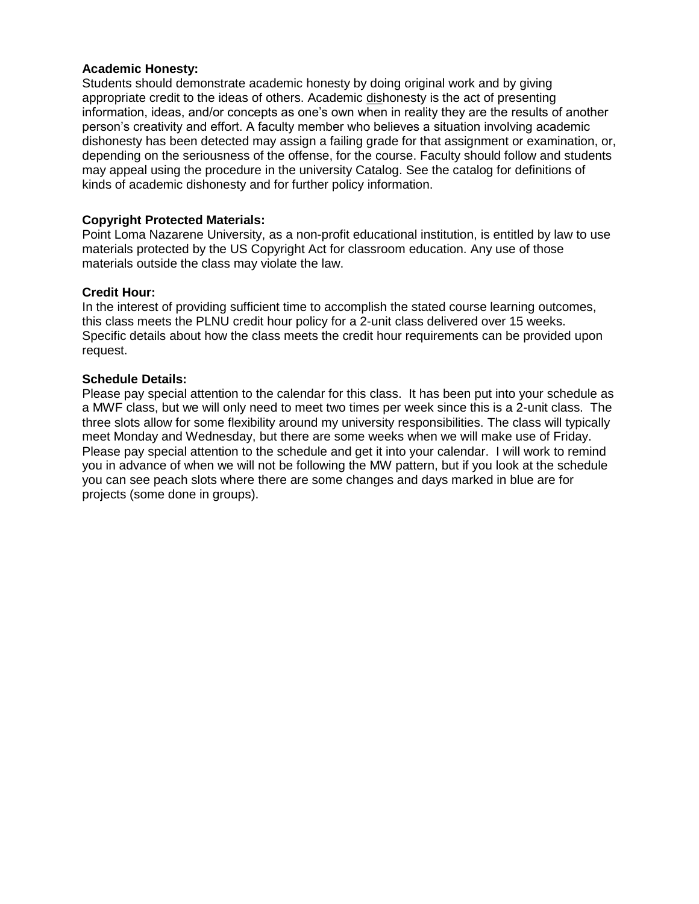**Academic Honesty:**
Students should demonstrate academic honesty by doing original work and by giving appropriate credit to the ideas of others. Academic dishonesty is the act of presenting information, ideas, and/or concepts as one's own when in reality they are the results of another person's creativity and effort. A faculty member who believes a situation involving academic dishonesty has been detected may assign a failing grade for that assignment or examination, or, depending on the seriousness of the offense, for the course. Faculty should follow and students may appeal using the procedure in the university Catalog. See the catalog for definitions of kinds of academic dishonesty and for further policy information.

**Copyright Protected Materials:**
Point Loma Nazarene University, as a non-profit educational institution, is entitled by law to use materials protected by the US Copyright Act for classroom education. Any use of those materials outside the class may violate the law.

**Credit Hour:**
In the interest of providing sufficient time to accomplish the stated course learning outcomes, this class meets the PLNU credit hour policy for a 2-unit class delivered over 15 weeks. Specific details about how the class meets the credit hour requirements can be provided upon request.

**Schedule Details:**
Please pay special attention to the calendar for this class. It has been put into your schedule as a MWF class, but we will only need to meet two times per week since this is a 2-unit class. The three slots allow for some flexibility around my university responsibilities. The class will typically meet Monday and Wednesday, but there are some weeks when we will make use of Friday. Please pay special attention to the schedule and get it into your calendar. I will work to remind you in advance of when we will not be following the MW pattern, but if you look at the schedule you can see peach slots where there are some changes and days marked in blue are for projects (some done in groups).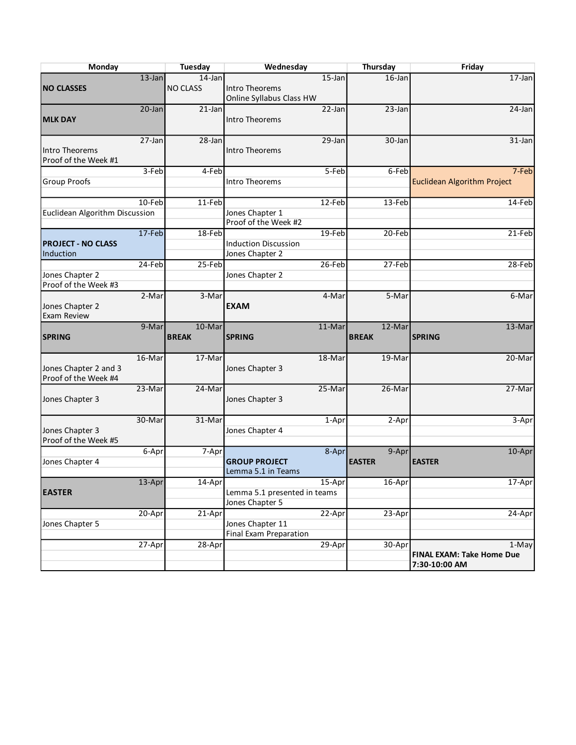| Monday | Tuesday | Wednesday | Thursday | Friday |
|---|---|---|---|---|
| 13-Jan<br>**NO CLASSES** | 14-Jan<br>NO CLASS | 15-Jan<br>Intro Theorems<br>Online Syllabus Class HW | 16-Jan | 17-Jan |
| 20-Jan<br>**MLK DAY** | 21-Jan | 22-Jan<br>Intro Theorems | 23-Jan | 24-Jan |
| 27-Jan<br>Intro Theorems<br>Proof of the Week #1 | 28-Jan | 29-Jan<br>Intro Theorems | 30-Jan | 31-Jan |
| 3-Feb<br>Group Proofs | 4-Feb | 5-Feb<br>Intro Theorems | 6-Feb | 7-Feb<br>Euclidean Algorithm Project |
| 10-Feb<br>Euclidean Algorithm Discussion | 11-Feb | 12-Feb<br>Jones Chapter 1<br>Proof of the Week #2 | 13-Feb | 14-Feb |
| 17-Feb<br>**PROJECT - NO CLASS**<br>Induction | 18-Feb | 19-Feb<br>Induction Discussion<br>Jones Chapter 2 | 20-Feb | 21-Feb |
| 24-Feb<br>Jones Chapter 2<br>Proof of the Week #3 | 25-Feb | 26-Feb<br>Jones Chapter 2 | 27-Feb | 28-Feb |
| 2-Mar<br>Jones Chapter 2<br>Exam Review | 3-Mar | 4-Mar<br>**EXAM** | 5-Mar | 6-Mar |
| 9-Mar<br>**SPRING** | 10-Mar<br>**BREAK** | 11-Mar<br>**SPRING** | 12-Mar<br>**BREAK** | 13-Mar<br>**SPRING** |
| 16-Mar<br>Jones Chapter 2 and 3<br>Proof of the Week #4 | 17-Mar | 18-Mar<br>Jones Chapter 3 | 19-Mar | 20-Mar |
| 23-Mar<br>Jones Chapter 3 | 24-Mar | 25-Mar<br>Jones Chapter 3 | 26-Mar | 27-Mar |
| 30-Mar<br>Jones Chapter 3<br>Proof of the Week #5 | 31-Mar | 1-Apr<br>Jones Chapter 4 | 2-Apr | 3-Apr |
| 6-Apr<br>Jones Chapter 4 | 7-Apr | 8-Apr<br>**GROUP PROJECT**<br>Lemma 5.1 in Teams | 9-Apr<br>**EASTER** | 10-Apr<br>**EASTER** |
| 13-Apr<br>**EASTER** | 14-Apr | 15-Apr<br>Lemma 5.1 presented in teams<br>Jones Chapter 5 | 16-Apr | 17-Apr |
| 20-Apr<br>Jones Chapter 5 | 21-Apr | 22-Apr<br>Jones Chapter 11<br>Final Exam Preparation | 23-Apr | 24-Apr |
| 27-Apr | 28-Apr | 29-Apr | 30-Apr | 1-May<br>**FINAL EXAM: Take Home Due 7:30-10:00 AM** |